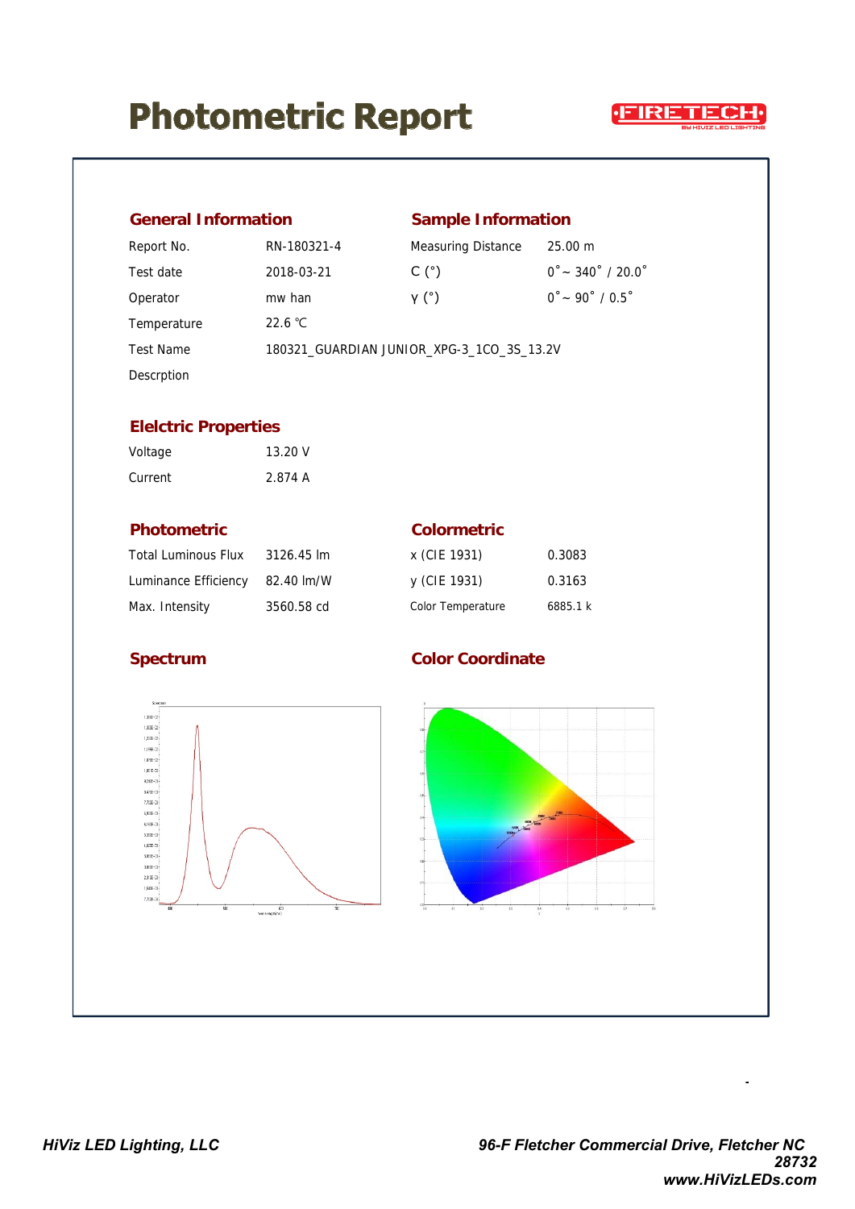# Photometric Report

FIRETECH BY HIVIZ LED LIGHTING

## General Information

| | |
|---|---|
| Report No. | RN-180321-4 |
| Test date | 2018-03-21 |
| Operator | mw han |
| Temperature | 22.6 ℃ |
| Test Name | 180321_GUARDIAN JUNIOR_XPG-3_1CO_3S_13.2V |
| Descrption | |

## Sample Information

| | |
|---|---|
| Measuring Distance | 25.00 m |
| C (°) | 0˚ ~ 340˚ / 20.0˚ |
| γ (°) | 0˚ ~ 90˚ / 0.5˚ |

## Elelctric Properties

| | |
|---|---|
| Voltage | 13.20 V |
| Current | 2.874 A |

## Photometric

| | |
|---|---|
| Total Luminous Flux | 3126.45 lm |
| Luminance Efficiency | 82.40 lm/W |
| Max. Intensity | 3560.58 cd |

## Colormetric

| | |
|---|---|
| x (CIE 1931) | 0.3083 |
| y (CIE 1931) | 0.3163 |
| Color Temperature | 6885.1 k |

## Spectrum

## Color Coordinate

*HiViz LED Lighting, LLC*

*96-F Fletcher Commercial Drive, Fletcher NC 28732*

*www.HiVizLEDs.com*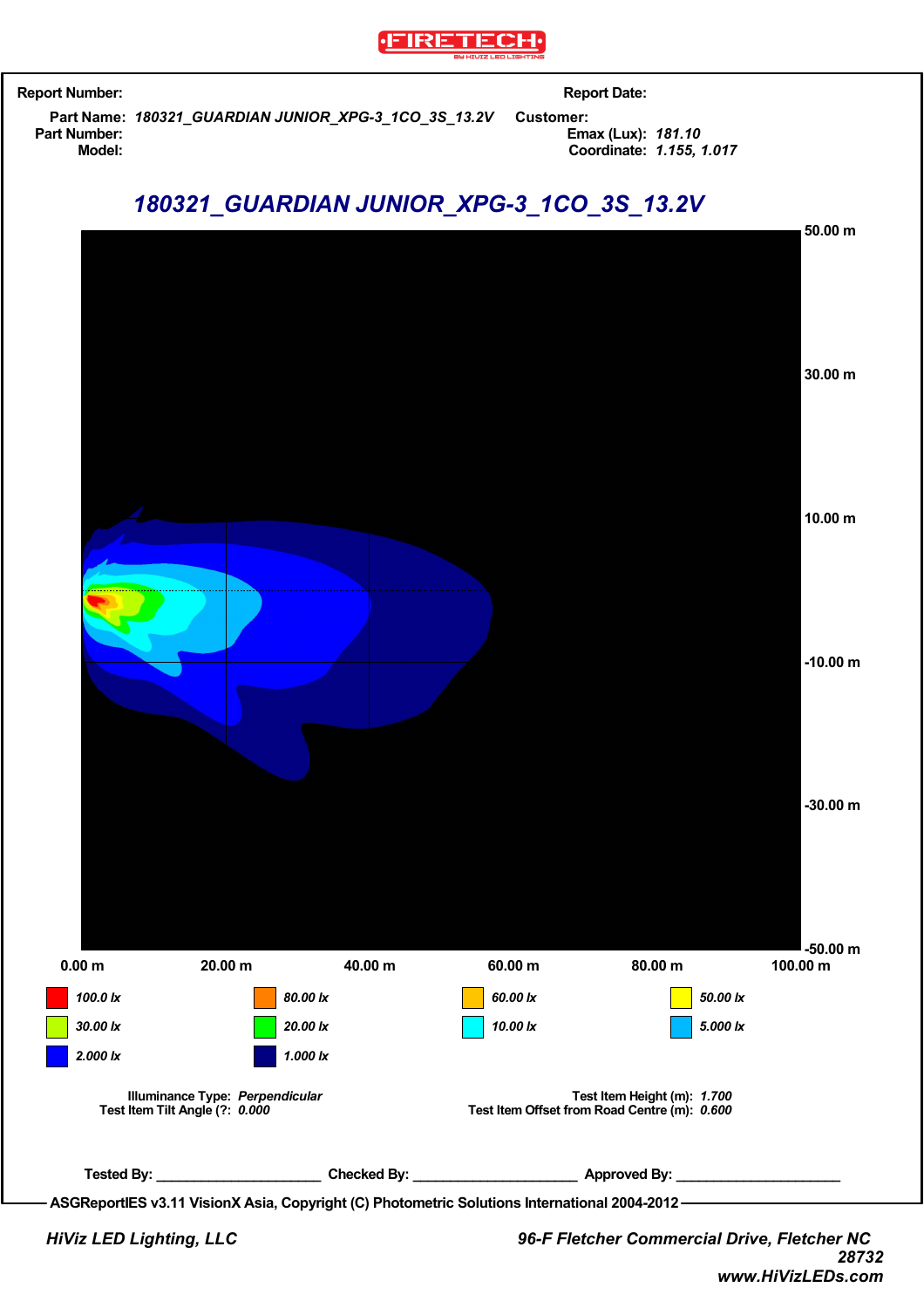FIRETECH
BY HIVIZ LED LIGHTING

**Report Number:**

**Report Date:**

**Part Name:** *180321_GUARDIAN JUNIOR_XPG-3_1CO_3S_13.2V*

**Customer:**

**Part Number:**

**Emax (Lux):** *181.10*

**Model:**

**Coordinate:** *1.155, 1.017*

## *180321_GUARDIAN JUNIOR_XPG-3_1CO_3S_13.2V*

50.00 m
30.00 m
10.00 m
-10.00 m
-30.00 m
-50.00 m

0.00 m
20.00 m
40.00 m
60.00 m
80.00 m
100.00 m

*100.0 lx*
*80.00 lx*
*60.00 lx*
*50.00 lx*
*30.00 lx*
*20.00 lx*
*10.00 lx*
*5.000 lx*
*2.000 lx*
*1.000 lx*

**Illuminance Type:** *Perpendicular*
**Test Item Tilt Angle (?:** *0.000*

**Test Item Height (m):** *1.700*
**Test Item Offset from Road Centre (m):** *0.600*

**Tested By:** ____________________ **Checked By:** ____________________ **Approved By:** ____________________

**ASGReportIES v3.11 VisionX Asia, Copyright (C) Photometric Solutions International 2004-2012**

***HiViz LED Lighting, LLC***

***96-F Fletcher Commercial Drive, Fletcher NC 28732***
***www.HiVizLEDs.com***